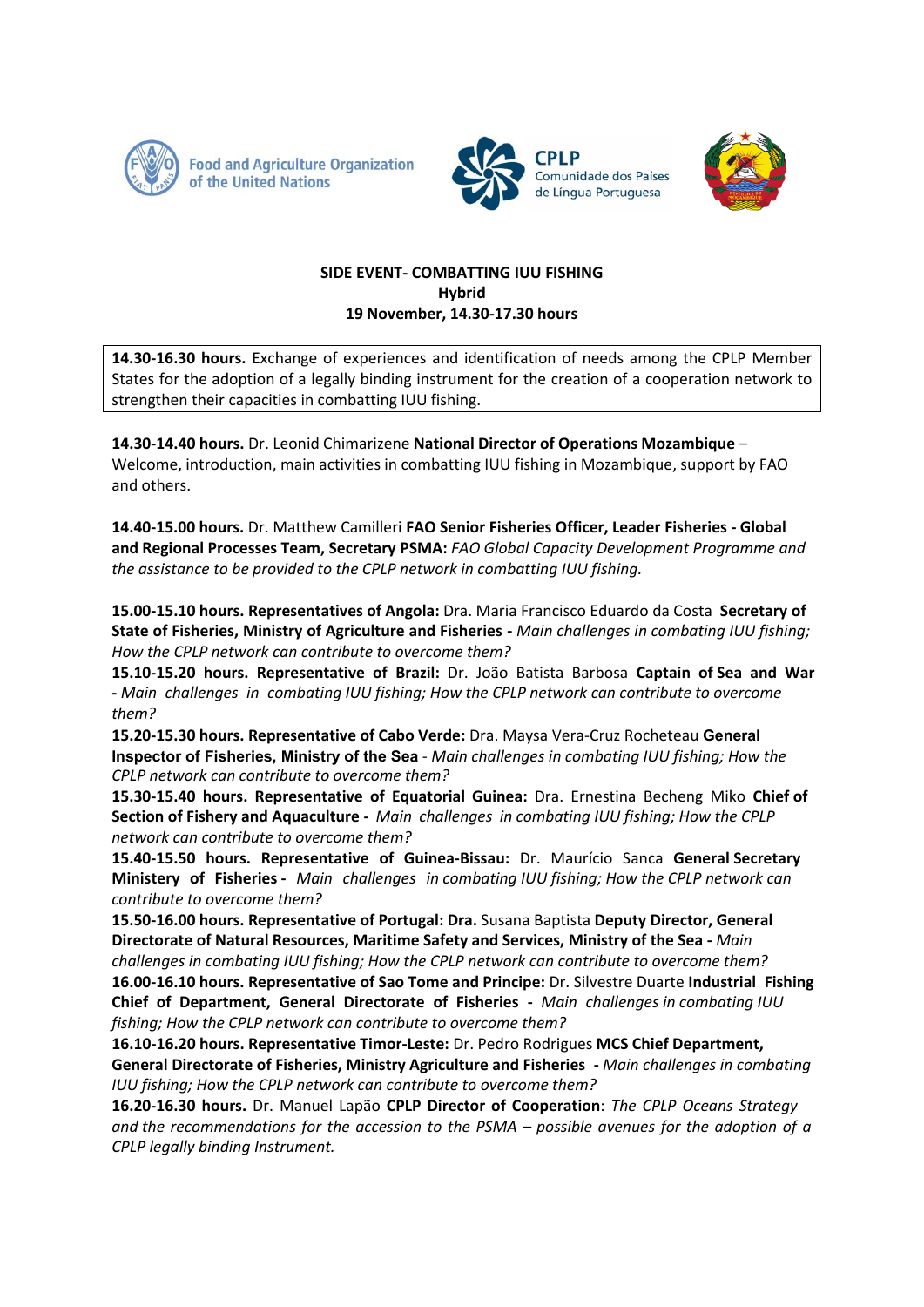Food and Agriculture Organization of the United Nations

CPLP Comunidade dos Países de Língua Portuguesa

**SIDE EVENT- COMBATTING IUU FISHING**
**Hybrid**
**19 November, 14.30-17.30 hours**

**14.30-16.30 hours.** Exchange of experiences and identification of needs among the CPLP Member States for the adoption of a legally binding instrument for the creation of a cooperation network to strengthen their capacities in combatting IUU fishing.

**14.30-14.40 hours.** Dr. Leonid Chimarizene **National Director of Operations Mozambique** – Welcome, introduction, main activities in combatting IUU fishing in Mozambique, support by FAO and others.

**14.40-15.00 hours.** Dr. Matthew Camilleri **FAO Senior Fisheries Officer, Leader Fisheries - Global and Regional Processes Team, Secretary PSMA:** *FAO Global Capacity Development Programme and the assistance to be provided to the CPLP network in combatting IUU fishing.*

**15.00-15.10 hours. Representatives of Angola:** Dra. Maria Francisco Eduardo da Costa **Secretary of State of Fisheries, Ministry of Agriculture and Fisheries -** *Main challenges in combating IUU fishing; How the CPLP network can contribute to overcome them?*

**15.10-15.20 hours. Representative of Brazil:** Dr. João Batista Barbosa **Captain of Sea and War -** *Main challenges in combating IUU fishing; How the CPLP network can contribute to overcome them?*

**15.20-15.30 hours. Representative of Cabo Verde:** Dra. Maysa Vera-Cruz Rocheteau **General Inspector of Fisheries, Ministry of the Sea** - *Main challenges in combating IUU fishing; How the CPLP network can contribute to overcome them?*

**15.30-15.40 hours. Representative of Equatorial Guinea:** Dra. Ernestina Becheng Miko **Chief of Section of Fishery and Aquaculture -** *Main challenges in combating IUU fishing; How the CPLP network can contribute to overcome them?*

**15.40-15.50 hours. Representative of Guinea-Bissau:** Dr. Maurício Sanca **General Secretary Ministery of Fisheries -** *Main challenges in combating IUU fishing; How the CPLP network can contribute to overcome them?*

**15.50-16.00 hours. Representative of Portugal: Dra.** Susana Baptista **Deputy Director, General Directorate of Natural Resources, Maritime Safety and Services, Ministry of the Sea -** *Main challenges in combating IUU fishing; How the CPLP network can contribute to overcome them?*

**16.00-16.10 hours. Representative of Sao Tome and Principe:** Dr. Silvestre Duarte **Industrial Fishing Chief of Department, General Directorate of Fisheries -** *Main challenges in combating IUU fishing; How the CPLP network can contribute to overcome them?*

**16.10-16.20 hours. Representative Timor-Leste:** Dr. Pedro Rodrigues **MCS Chief Department, General Directorate of Fisheries, Ministry Agriculture and Fisheries -** *Main challenges in combating IUU fishing; How the CPLP network can contribute to overcome them?*

**16.20-16.30 hours.** Dr. Manuel Lapão **CPLP Director of Cooperation**: *The CPLP Oceans Strategy and the recommendations for the accession to the PSMA – possible avenues for the adoption of a CPLP legally binding Instrument.*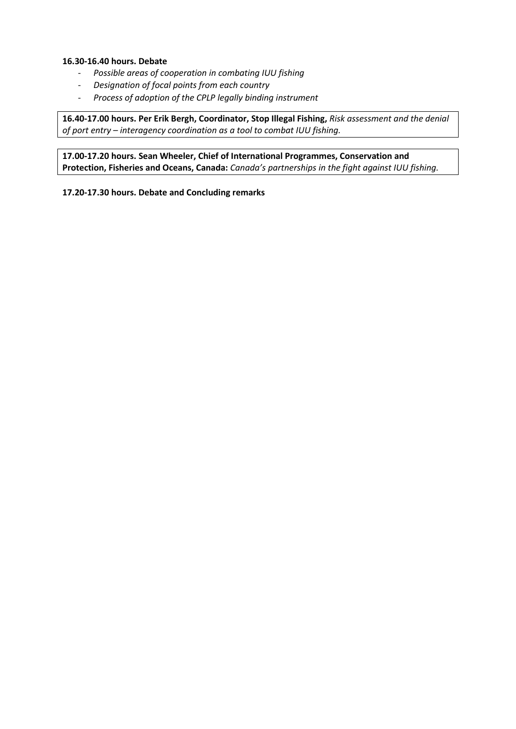**16.30-16.40 hours. Debate**

- *Possible areas of cooperation in combating IUU fishing*
- *Designation of focal points from each country*
- *Process of adoption of the CPLP legally binding instrument*

**16.40-17.00 hours. Per Erik Bergh, Coordinator, Stop Illegal Fishing,** *Risk assessment and the denial of port entry – interagency coordination as a tool to combat IUU fishing.*

**17.00-17.20 hours. Sean Wheeler, Chief of International Programmes, Conservation and Protection, Fisheries and Oceans, Canada:** *Canada's partnerships in the fight against IUU fishing.*

**17.20-17.30 hours. Debate and Concluding remarks**